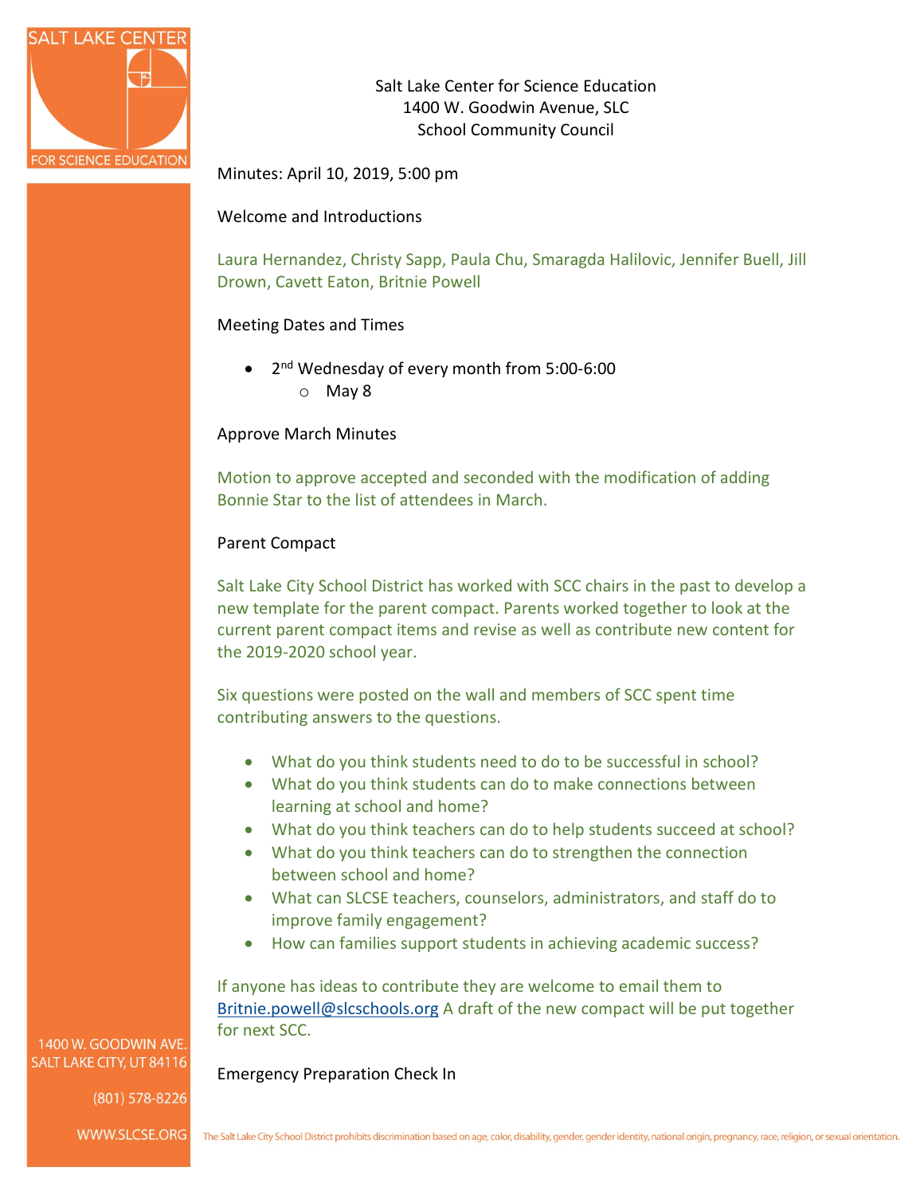Salt Lake Center for Science Education
1400 W. Goodwin Avenue, SLC
School Community Council

Minutes: April 10, 2019, 5:00 pm

## Welcome and Introductions

Laura Hernandez, Christy Sapp, Paula Chu, Smaragda Halilovic, Jennifer Buell, Jill Drown, Cavett Eaton, Britnie Powell

## Meeting Dates and Times

- 2nd Wednesday of every month from 5:00-6:00
    - May 8

## Approve March Minutes

Motion to approve accepted and seconded with the modification of adding Bonnie Star to the list of attendees in March.

## Parent Compact

Salt Lake City School District has worked with SCC chairs in the past to develop a new template for the parent compact. Parents worked together to look at the current parent compact items and revise as well as contribute new content for the 2019-2020 school year.

Six questions were posted on the wall and members of SCC spent time contributing answers to the questions.

- What do you think students need to do to be successful in school?
- What do you think students can do to make connections between learning at school and home?
- What do you think teachers can do to help students succeed at school?
- What do you think teachers can do to strengthen the connection between school and home?
- What can SLCSE teachers, counselors, administrators, and staff do to improve family engagement?
- How can families support students in achieving academic success?

If anyone has ideas to contribute they are welcome to email them to Britnie.powell@slcschools.org A draft of the new compact will be put together for next SCC.

## Emergency Preparation Check In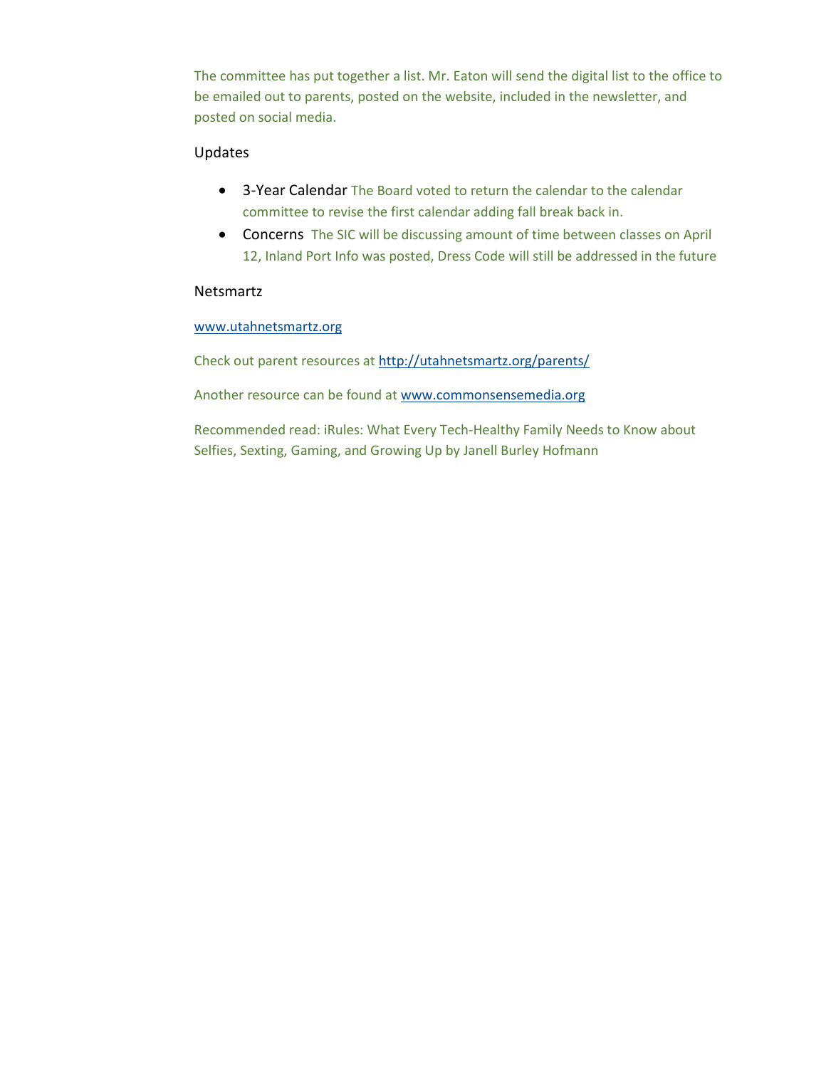The committee has put together a list. Mr. Eaton will send the digital list to the office to be emailed out to parents, posted on the website, included in the newsletter, and posted on social media.

Updates

- 3-Year Calendar The Board voted to return the calendar to the calendar committee to revise the first calendar adding fall break back in.
- Concerns The SIC will be discussing amount of time between classes on April 12, Inland Port Info was posted, Dress Code will still be addressed in the future

Netsmartz

www.utahnetsmartz.org

Check out parent resources at http://utahnetsmartz.org/parents/

Another resource can be found at www.commonsensemedia.org

Recommended read: iRules: What Every Tech-Healthy Family Needs to Know about Selfies, Sexting, Gaming, and Growing Up by Janell Burley Hofmann